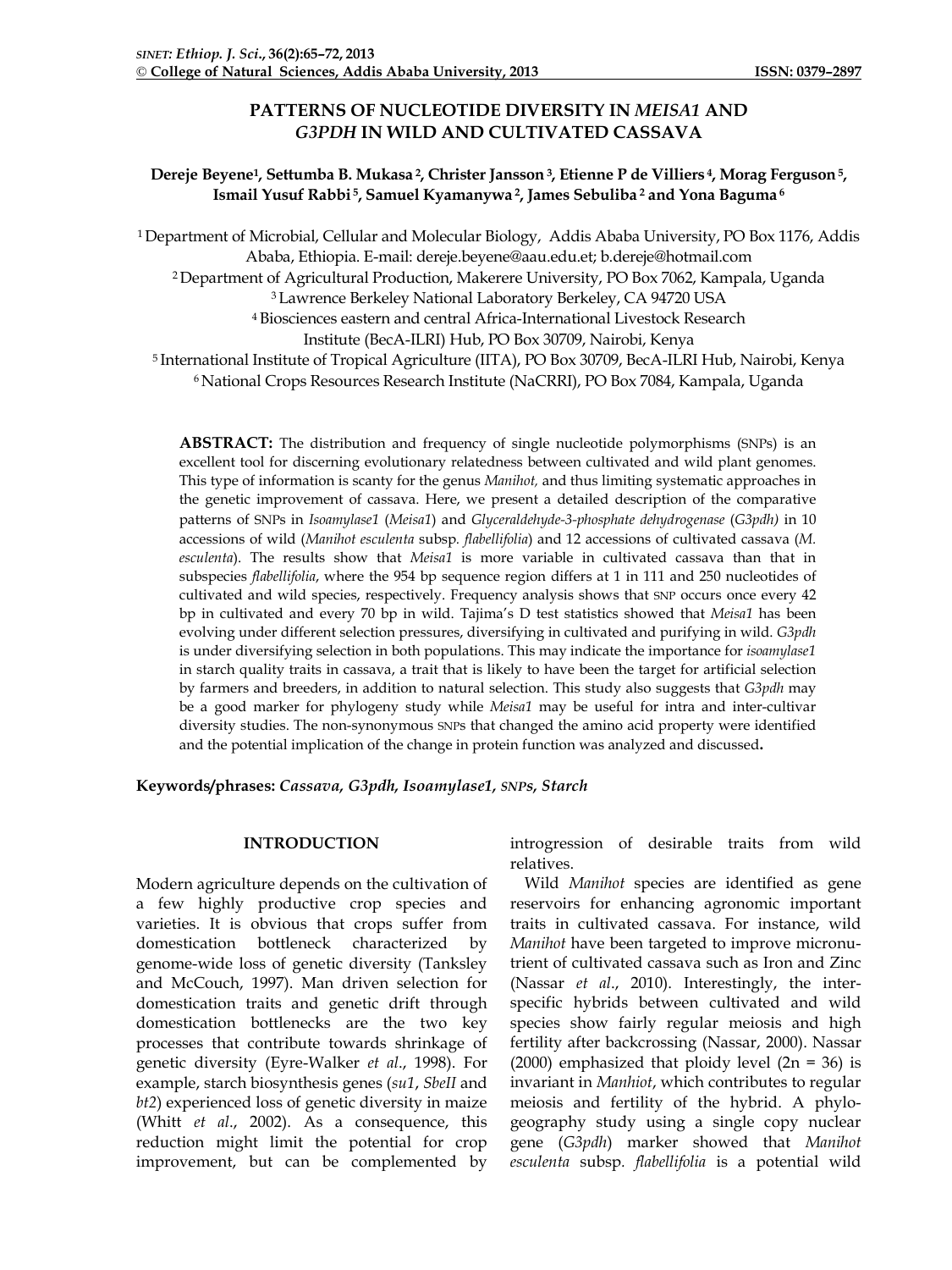# PATTERNS OF NUCLEOTIDE DIVERSITY IN *MEISA1* AND *G3PDH* IN WILD AND CULTIVATED CASSAVA

**Dereje Beyene[1], Settumba B. Mukasa[2], Christer Jansson[3], Etienne P de Villiers[4], Morag Ferguson[5], Ismail Yusuf Rabbi[5], Samuel Kyamanywa[2], James Sebuliba[2] and Yona Baguma[6]**

[1] Department of Microbial, Cellular and Molecular Biology, Addis Ababa University, PO Box 1176, Addis Ababa, Ethiopia. E-mail: dereje.beyene@aau.edu.et; b.dereje@hotmail.com

[2] Department of Agricultural Production, Makerere University, PO Box 7062, Kampala, Uganda

[3] Lawrence Berkeley National Laboratory Berkeley, CA 94720 USA

[4] Biosciences eastern and central Africa-International Livestock Research Institute (BecA-ILRI) Hub, PO Box 30709, Nairobi, Kenya

[5] International Institute of Tropical Agriculture (IITA), PO Box 30709, BecA-ILRI Hub, Nairobi, Kenya

[6] National Crops Resources Research Institute (NaCRRI), PO Box 7084, Kampala, Uganda

**ABSTRACT:** The distribution and frequency of single nucleotide polymorphisms (SNPs) is an excellent tool for discerning evolutionary relatedness between cultivated and wild plant genomes. This type of information is scanty for the genus *Manihot,* and thus limiting systematic approaches in the genetic improvement of cassava. Here, we present a detailed description of the comparative patterns of SNPs in *Isoamylase1* (*Meisa1*) and *Glyceraldehyde-3-phosphate dehydrogenase* (*G3pdh)* in 10 accessions of wild (*Manihot esculenta* subsp. *flabellifolia*) and 12 accessions of cultivated cassava (*M. esculenta*). The results show that *Meisa1* is more variable in cultivated cassava than that in subspecies *flabellifolia*, where the 954 bp sequence region differs at 1 in 111 and 250 nucleotides of cultivated and wild species, respectively. Frequency analysis shows that SNP occurs once every 42 bp in cultivated and every 70 bp in wild. Tajima's D test statistics showed that *Meisa1* has been evolving under different selection pressures, diversifying in cultivated and purifying in wild. *G3pdh* is under diversifying selection in both populations. This may indicate the importance for *isoamylase1* in starch quality traits in cassava, a trait that is likely to have been the target for artificial selection by farmers and breeders, in addition to natural selection. This study also suggests that *G3pdh* may be a good marker for phylogeny study while *Meisa1* may be useful for intra and inter-cultivar diversity studies. The non-synonymous SNPs that changed the amino acid property were identified and the potential implication of the change in protein function was analyzed and discussed**.**

**Keywords/phrases:** ***Cassava, G3pdh, Isoamylase1, SNPs, Starch***

## INTRODUCTION

Modern agriculture depends on the cultivation of a few highly productive crop species and varieties. It is obvious that crops suffer from domestication bottleneck characterized by genome-wide loss of genetic diversity (Tanksley and McCouch, 1997). Man driven selection for domestication traits and genetic drift through domestication bottlenecks are the two key processes that contribute towards shrinkage of genetic diversity (Eyre-Walker *et al*., 1998). For example, starch biosynthesis genes (*su1*, *SbeII* and *bt2*) experienced loss of genetic diversity in maize (Whitt *et al*., 2002). As a consequence, this reduction might limit the potential for crop improvement, but can be complemented by introgression of desirable traits from wild relatives.

Wild *Manihot* species are identified as gene reservoirs for enhancing agronomic important traits in cultivated cassava. For instance, wild *Manihot* have been targeted to improve micronutrient of cultivated cassava such as Iron and Zinc (Nassar *et al*., 2010). Interestingly, the inter-specific hybrids between cultivated and wild species show fairly regular meiosis and high fertility after backcrossing (Nassar, 2000). Nassar (2000) emphasized that ploidy level (2n = 36) is invariant in *Manhiot*, which contributes to regular meiosis and fertility of the hybrid. A phylogeography study using a single copy nuclear gene (*G3pdh*) marker showed that *Manihot esculenta* subsp. *flabellifolia* is a potential wild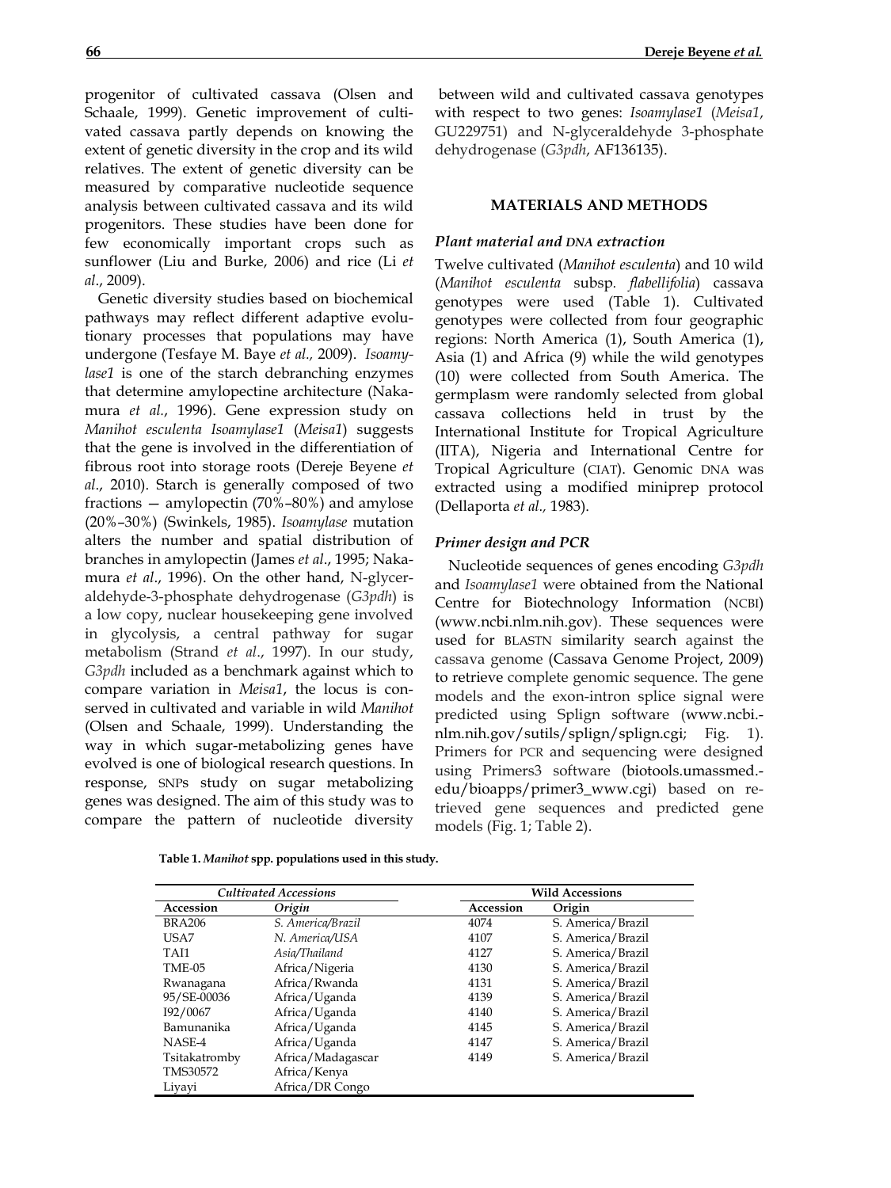progenitor of cultivated cassava (Olsen and Schaale, 1999). Genetic improvement of cultivated cassava partly depends on knowing the extent of genetic diversity in the crop and its wild relatives. The extent of genetic diversity can be measured by comparative nucleotide sequence analysis between cultivated cassava and its wild progenitors. These studies have been done for few economically important crops such as sunflower (Liu and Burke, 2006) and rice (Li *et al*., 2009).

Genetic diversity studies based on biochemical pathways may reflect different adaptive evolutionary processes that populations may have undergone (Tesfaye M. Baye *et al*., 2009). *Isoamylase1* is one of the starch debranching enzymes that determine amylopectine architecture (Nakamura *et al.*, 1996). Gene expression study on *Manihot esculenta Isoamylase1* (*Meisa1*) suggests that the gene is involved in the differentiation of fibrous root into storage roots (Dereje Beyene *et al*., 2010). Starch is generally composed of two fractions — amylopectin (70%–80%) and amylose (20%–30%) (Swinkels, 1985). *Isoamylase* mutation alters the number and spatial distribution of branches in amylopectin (James *et al*., 1995; Nakamura *et al*., 1996). On the other hand, N-glyceraldehyde-3-phosphate dehydrogenase (*G3pdh*) is a low copy, nuclear housekeeping gene involved in glycolysis, a central pathway for sugar metabolism (Strand *et al*., 1997). In our study, *G3pdh* included as a benchmark against which to compare variation in *Meisa1*, the locus is conserved in cultivated and variable in wild *Manihot* (Olsen and Schaale, 1999). Understanding the way in which sugar-metabolizing genes have evolved is one of biological research questions. In response, SNPs study on sugar metabolizing genes was designed. The aim of this study was to compare the pattern of nucleotide diversity between wild and cultivated cassava genotypes with respect to two genes: *Isoamylase1* (*Meisa1*, GU229751) and N-glyceraldehyde 3-phosphate dehydrogenase (*G3pdh*, AF136135).

## MATERIALS AND METHODS

### *Plant material and DNA extraction*

Twelve cultivated (*Manihot esculenta*) and 10 wild (*Manihot esculenta* subsp. *flabellifolia*) cassava genotypes were used (Table 1). Cultivated genotypes were collected from four geographic regions: North America (1), South America (1), Asia (1) and Africa (9) while the wild genotypes (10) were collected from South America. The germplasm were randomly selected from global cassava collections held in trust by the International Institute for Tropical Agriculture (IITA), Nigeria and International Centre for Tropical Agriculture (CIAT). Genomic DNA was extracted using a modified miniprep protocol (Dellaporta *et al.,* 1983).

### *Primer design and PCR*

Nucleotide sequences of genes encoding *G3pdh* and *Isoamylase1* were obtained from the National Centre for Biotechnology Information (NCBI) (www.ncbi.nlm.nih.gov). These sequences were used for BLASTN similarity search against the cassava genome (Cassava Genome Project, 2009) to retrieve complete genomic sequence. The gene models and the exon-intron splice signal were predicted using Splign software (www.ncbi.nlm.nih.gov/sutils/splign/splign.cgi; Fig. 1). Primers for PCR and sequencing were designed using Primers3 software (biotools.umassmed.edu/bioapps/primer3_www.cgi) based on retrieved gene sequences and predicted gene models (Fig. 1; Table 2).

**Table 1.** ***Manihot*** **spp. populations used in this study.**

| *Cultivated Accessions* | | Wild Accessions | |
|---|---|---|---|
| Accession | *Origin* | Accession | Origin |
| BRA206 | *S. America/Brazil* | 4074 | S. America/Brazil |
| USA7 | *N. America/USA* | 4107 | S. America/Brazil |
| TAI1 | *Asia/Thailand* | 4127 | S. America/Brazil |
| TME-05 | Africa/Nigeria | 4130 | S. America/Brazil |
| Rwanagana | Africa/Rwanda | 4131 | S. America/Brazil |
| 95/SE-00036 | Africa/Uganda | 4139 | S. America/Brazil |
| I92/0067 | Africa/Uganda | 4140 | S. America/Brazil |
| Bamunanika | Africa/Uganda | 4145 | S. America/Brazil |
| NASE-4 | Africa/Uganda | 4147 | S. America/Brazil |
| Tsitakatromby | Africa/Madagascar | 4149 | S. America/Brazil |
| TMS30572 | Africa/Kenya | | |
| Liyayi | Africa/DR Congo | | |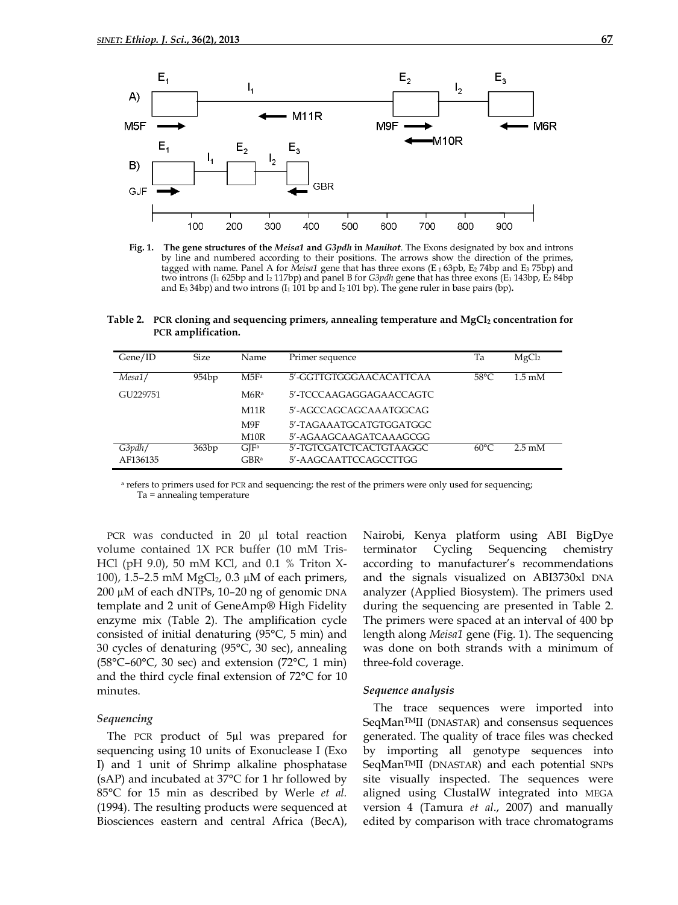**Fig. 1.** **The gene structures of the *Meisa1* and *G3pdh* in *Manihot*.** The Exons designated by box and introns by line and numbered according to their positions. The arrows show the direction of the primes, tagged with name. Panel A for *Meisa1* gene that has three exons ($E_1$ 63pb, $E_2$ 74bp and $E_3$ 75bp) and two introns ($I_1$ 625bp and $I_2$ 117bp) and panel B for *G3pdh* gene that has three exons ($E_1$ 143bp, $E_2$ 84bp and $E_3$ 34bp) and two introns ($I_1$ 101 bp and $I_2$ 101 bp). The gene ruler in base pairs (bp).

**Table 2. PCR cloning and sequencing primers, annealing temperature and $MgCl_2$ concentration for PCR amplification.**

| Gene/ID | Size | Name | Primer sequence | Ta | $MgCl_2$ |
|---|---|---|---|---|---|
| *Mesa1*/ | 954bp | M5F[a] | 5′-GGTTGTGGGAACACATTCAA | 58°C | 1.5 mM |
| GU229751 | | M6R[a] | 5′-TCCCAAGAGGAGAACCAGTC | | |
| | | M11R | 5′-AGCCAGCAGCAAATGGCAG | | |
| | | M9F | 5′-TAGAAATGCATGTGGATGGC | | |
| | | M10R | 5′-AGAAGCAAGATCAAAGCGG | | |
| *G3pdh*/ | 363bp | GJF[a] | 5′-TGTCGATCTCACTGTAAGGC | 60°C | 2.5 mM |
| AF136135 | | GBR[a] | 5′-AAGCAATTCCAGCCTTGG | | |

[a] refers to primers used for PCR and sequencing; the rest of the primers were only used for sequencing; Ta = annealing temperature

PCR was conducted in 20 µl total reaction volume contained 1X PCR buffer (10 mM Tris-HCl (pH 9.0), 50 mM KCl, and 0.1 % Triton X-100), 1.5–2.5 mM $MgCl_2$, 0.3 µM of each primers, 200 µM of each dNTPs, 10–20 ng of genomic DNA template and 2 unit of GeneAmp® High Fidelity enzyme mix (Table 2). The amplification cycle consisted of initial denaturing (95°C, 5 min) and 30 cycles of denaturing (95°C, 30 sec), annealing (58°C–60°C, 30 sec) and extension (72°C, 1 min) and the third cycle final extension of 72°C for 10 minutes.

### *Sequencing*

The PCR product of 5µl was prepared for sequencing using 10 units of Exonuclease I (Exo I) and 1 unit of Shrimp alkaline phosphatase (sAP) and incubated at 37°C for 1 hr followed by 85°C for 15 min as described by Werle *et al.* (1994). The resulting products were sequenced at Biosciences eastern and central Africa (BecA), Nairobi, Kenya platform using ABI BigDye terminator Cycling Sequencing chemistry according to manufacturer's recommendations and the signals visualized on ABI3730xl DNA analyzer (Applied Biosystem). The primers used during the sequencing are presented in Table 2. The primers were spaced at an interval of 400 bp length along *Meisa1* gene (Fig. 1). The sequencing was done on both strands with a minimum of three-fold coverage.

### *Sequence analysis*

The trace sequences were imported into SeqMan™II (DNASTAR) and consensus sequences generated. The quality of trace files was checked by importing all genotype sequences into SeqMan™II (DNASTAR) and each potential SNPs site visually inspected. The sequences were aligned using ClustalW integrated into MEGA version 4 (Tamura *et al*., 2007) and manually edited by comparison with trace chromatograms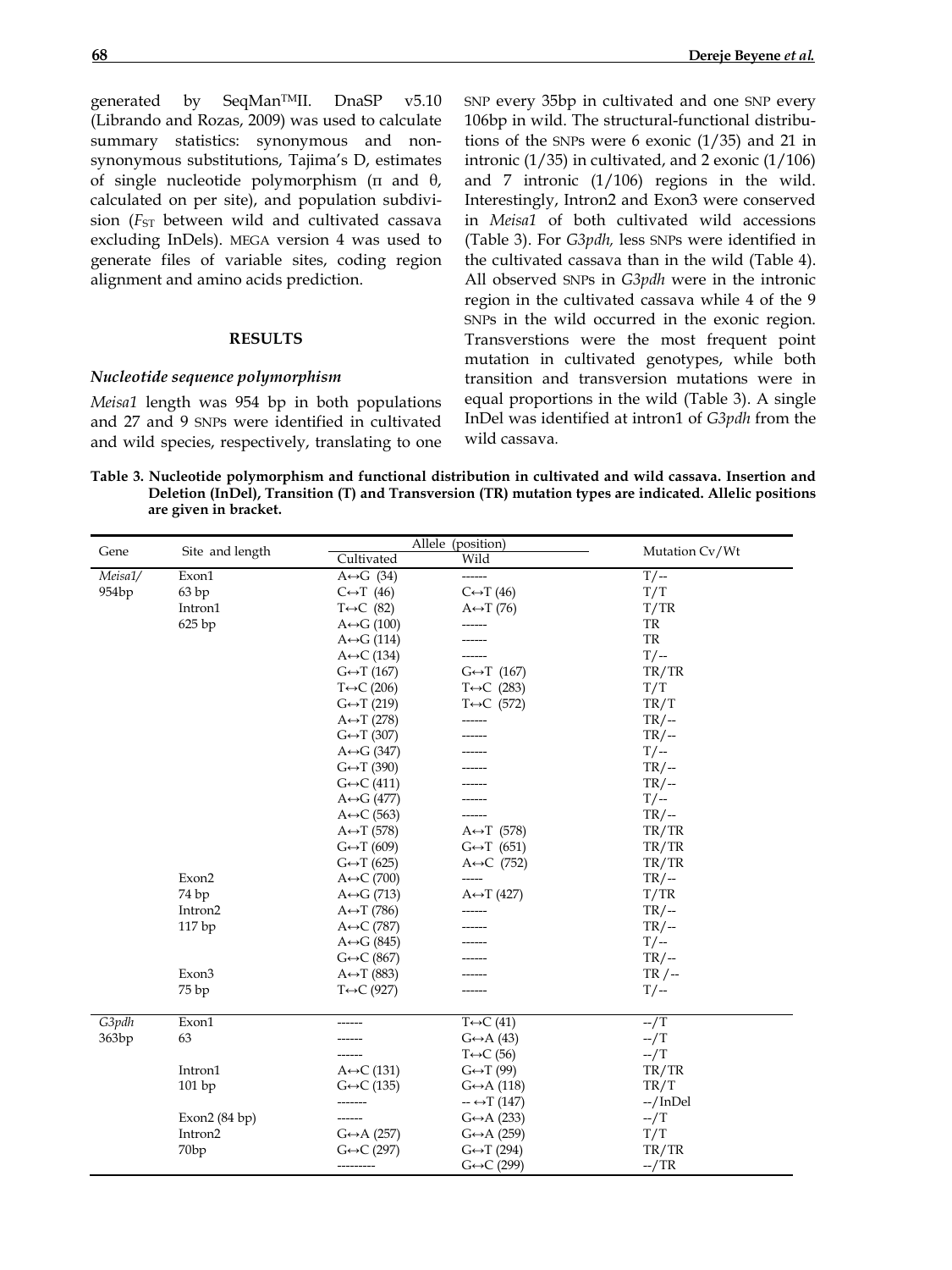generated by SeqMan™II. DnaSP v5.10 (Librando and Rozas, 2009) was used to calculate summary statistics: synonymous and non-synonymous substitutions, Tajima's D, estimates of single nucleotide polymorphism (π and θ, calculated on per site), and population subdivision ($F_{ST}$ between wild and cultivated cassava excluding InDels). MEGA version 4 was used to generate files of variable sites, coding region alignment and amino acids prediction.

## RESULTS

### *Nucleotide sequence polymorphism*

*Meisa1* length was 954 bp in both populations and 27 and 9 SNPs were identified in cultivated and wild species, respectively, translating to one SNP every 35bp in cultivated and one SNP every 106bp in wild. The structural-functional distributions of the SNPs were 6 exonic (1/35) and 21 in intronic (1/35) in cultivated, and 2 exonic (1/106) and 7 intronic (1/106) regions in the wild. Interestingly, Intron2 and Exon3 were conserved in *Meisa1* of both cultivated wild accessions (Table 3). For *G3pdh,* less SNPs were identified in the cultivated cassava than in the wild (Table 4). All observed SNPs in *G3pdh* were in the intronic region in the cultivated cassava while 4 of the 9 SNPs in the wild occurred in the exonic region. Transverstions were the most frequent point mutation in cultivated genotypes, while both transition and transversion mutations were in equal proportions in the wild (Table 3). A single InDel was identified at intron1 of *G3pdh* from the wild cassava.

**Table 3. Nucleotide polymorphism and functional distribution in cultivated and wild cassava. Insertion and Deletion (InDel), Transition (T) and Transversion (TR) mutation types are indicated. Allelic positions are given in bracket.**

| Gene | Site and length | Allele (position) | | Mutation Cv/Wt |
|---|---|---|---|---|
| | | Cultivated | Wild | |
| *Meisa1/* | Exon1 | A↔G (34) | ------ | T/-- |
| 954bp | 63 bp | C↔T (46) | C↔T (46) | T/T |
| | Intron1 | T↔C (82) | A↔T (76) | T/TR |
| | 625 bp | A↔G (100) | ------ | TR |
| | | A↔G (114) | ------ | TR |
| | | A↔C (134) | ------ | T/-- |
| | | G↔T (167) | G↔T (167) | TR/TR |
| | | T↔C (206) | T↔C (283) | T/T |
| | | G↔T (219) | T↔C (572) | TR/T |
| | | A↔T (278) | ------ | TR/-- |
| | | G↔T (307) | ------ | TR/-- |
| | | A↔G (347) | ------ | T/-- |
| | | G↔T (390) | ------ | TR/-- |
| | | G↔C (411) | ------ | TR/-- |
| | | A↔G (477) | ------ | T/-- |
| | | A↔C (563) | ------ | TR/-- |
| | | A↔T (578) | A↔T (578) | TR/TR |
| | | G↔T (609) | G↔T (651) | TR/TR |
| | | G↔T (625) | A↔C (752) | TR/TR |
| | Exon2 | A↔C (700) | ----- | TR/-- |
| | 74 bp | A↔G (713) | A↔T (427) | T/TR |
| | Intron2 | A↔T (786) | ------ | TR/-- |
| | 117 bp | A↔C (787) | ------ | TR/-- |
| | | A↔G (845) | ------ | T/-- |
| | | G↔C (867) | ------ | TR/-- |
| | Exon3 | A↔T (883) | ------ | TR /-- |
| | 75 bp | T↔C (927) | ------ | T/-- |
| *G3pdh* | Exon1 | ------ | T↔C (41) | --/T |
| 363bp | 63 | ------ | G↔A (43) | --/T |
| | | ------ | T↔C (56) | --/T |
| | Intron1 | A↔C (131) | G↔T (99) | TR/TR |
| | 101 bp | G↔C (135) | G↔A (118) | TR/T |
| | | ------- | -- ↔T (147) | --/InDel |
| | Exon2 (84 bp) | ------ | G↔A (233) | --/T |
| | Intron2 | G↔A (257) | G↔A (259) | T/T |
| | 70bp | G↔C (297) | G↔T (294) | TR/TR |
| | | --------- | G↔C (299) | --/TR |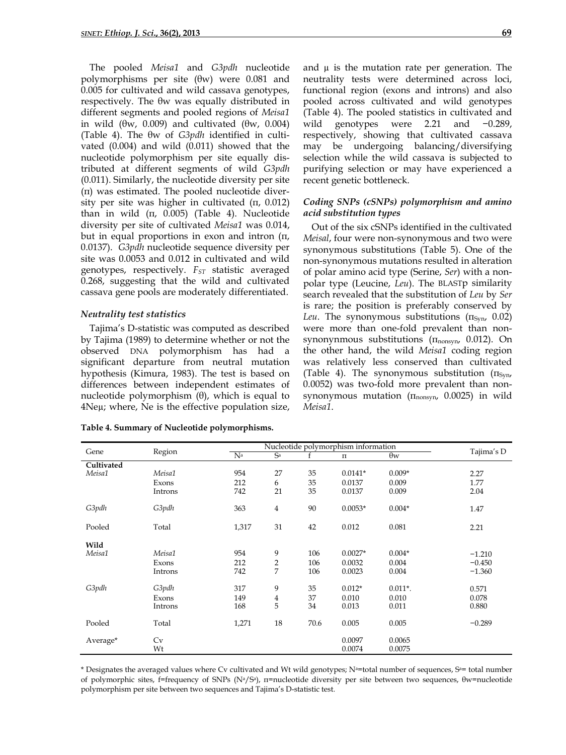The pooled *Meisa1* and *G3pdh* nucleotide polymorphisms per site (θw) were 0.081 and 0.005 for cultivated and wild cassava genotypes, respectively. The θw was equally distributed in different segments and pooled regions of *Meisa1* in wild (θw, 0.009) and cultivated (θw, 0.004) (Table 4). The θw of *G3pdh* identified in cultivated (0.004) and wild (0.011) showed that the nucleotide polymorphism per site equally distributed at different segments of wild *G3pdh* (0.011). Similarly, the nucleotide diversity per site (π) was estimated. The pooled nucleotide diversity per site was higher in cultivated (π, 0.012) than in wild (π, 0.005) (Table 4). Nucleotide diversity per site of cultivated *Meisa1* was 0.014, but in equal proportions in exon and intron (π, 0.0137). *G3pdh* nucleotide sequence diversity per site was 0.0053 and 0.012 in cultivated and wild genotypes, respectively. $F_{ST}$ statistic averaged 0.268, suggesting that the wild and cultivated cassava gene pools are moderately differentiated.

### *Neutrality test statistics*

Tajima's D-statistic was computed as described by Tajima (1989) to determine whether or not the observed DNA polymorphism has had a significant departure from neutral mutation hypothesis (Kimura, 1983). The test is based on differences between independent estimates of nucleotide polymorphism (θ), which is equal to $4N_e\mu$; where, Ne is the effective population size, and μ is the mutation rate per generation. The neutrality tests were determined across loci, functional region (exons and introns) and also pooled across cultivated and wild genotypes (Table 4). The pooled statistics in cultivated and wild genotypes were 2.21 and −0.289, respectively, showing that cultivated cassava may be undergoing balancing/diversifying selection while the wild cassava is subjected to purifying selection or may have experienced a recent genetic bottleneck.

### *Coding SNPs (cSNPs) polymorphism and amino acid substitution types*

Out of the six cSNPs identified in the cultivated *Meisal*, four were non-synonymous and two were synonymous substitutions (Table 5). One of the non-synonymous mutations resulted in alteration of polar amino acid type (Serine, *Ser*) with a non-polar type (Leucine, *Leu*). The BLASTp similarity search revealed that the substitution of *Leu* by *Ser* is rare; the position is preferably conserved by *Leu*. The synonymous substitutions ($\pi_{Syn}$, 0.02) were more than one-fold prevalent than non-synonynmous substitutions ($\pi_{nonsyn}$, 0.012). On the other hand, the wild *Meisa1* coding region was relatively less conserved than cultivated (Table 4). The synonymous substitution ($\pi_{Syn}$, 0.0052) was two-fold more prevalent than non-synonymous mutation ($\pi_{nonsyn}$, 0.0025) in wild *Meisa1*.

**Table 4. Summary of Nucleotide polymorphisms.**

| Gene | Region | Nucleotide polymorphism information | | | | | Tajima's D |
|---|---|---|---|---|---|---|---|
| | | $N^a$ | $S^a$ | f | π | θw | |
| **Cultivated** | | | | | | | |
| *Meisa1* | *Meisa1* | 954 | 27 | 35 | 0.0141* | 0.009* | 2.27 |
| | Exons | 212 | 6 | 35 | 0.0137 | 0.009 | 1.77 |
| | Introns | 742 | 21 | 35 | 0.0137 | 0.009 | 2.04 |
| *G3pdh* | *G3pdh* | 363 | 4 | 90 | 0.0053* | 0.004* | 1.47 |
| Pooled | Total | 1,317 | 31 | 42 | 0.012 | 0.081 | 2.21 |
| **Wild** | | | | | | | |
| *Meisa1* | *Meisa1* | 954 | 9 | 106 | 0.0027* | 0.004* | −1.210 |
| | Exons | 212 | 2 | 106 | 0.0032 | 0.004 | −0.450 |
| | Introns | 742 | 7 | 106 | 0.0023 | 0.004 | −1.360 |
| *G3pdh* | *G3pdh* | 317 | 9 | 35 | 0.012* | 0.011*. | 0.571 |
| | Exons | 149 | 4 | 37 | 0.010 | 0.010 | 0.078 |
| | Introns | 168 | 5 | 34 | 0.013 | 0.011 | 0.880 |
| Pooled | Total | 1,271 | 18 | 70.6 | 0.005 | 0.005 | −0.289 |
| Average* | Cv | | | | 0.0097 | 0.0065 | |
| | Wt | | | | 0.0074 | 0.0075 | |

\* Designates the averaged values where Cv cultivated and Wt wild genotypes; $N^a$=total number of sequences, $S^a$= total number of polymorphic sites, f=frequency of SNPs ($N^a/S^a$), π=nucleotide diversity per site between two sequences, θw=nucleotide polymorphism per site between two sequences and Tajima's D-statistic test.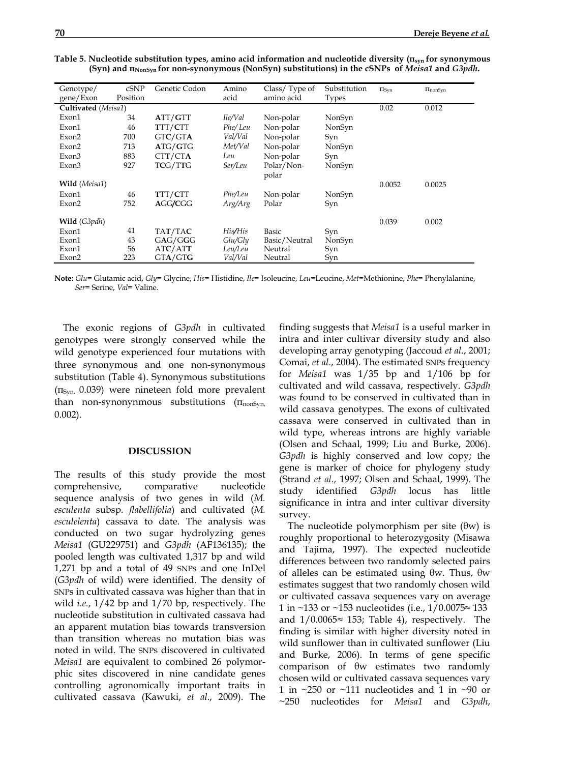**Table 5. Nucleotide substitution types, amino acid information and nucleotide diversity ($\pi_{syn}$ for synonymous (Syn) and $\pi_{NonSyn}$ for non-synonymous (NonSyn) substitutions) in the cSNPs of *Meisa1* and *G3pdh*.**

| Genotype/ gene/Exon | cSNP Position | Genetic Codon | Amino acid | Class/ Type of amino acid | Substitution Types | $\pi_{Syn}$ | $\pi_{nonSyn}$ |
|---|---|---|---|---|---|---|---|
| **Cultivated** (*Meisa1*) | | | | | | 0.02 | 0.012 |
| Exon1 | 34 | **A**TT/**G**TT | *Ile/Val* | Non-polar | NonSyn | | |
| Exon1 | 46 | **T**TT/**C**TT | *Phe/ Leu* | Non-polar | NonSyn | | |
| Exon2 | 700 | GT**C**/GT**A** | *Val/Val* | Non-polar | Syn | | |
| Exon2 | 713 | **A**TG/**G**TG | *Met/Val* | Non-polar | NonSyn | | |
| Exon3 | 883 | CT**T**/CT**A** | *Leu* | Non-polar | Syn | | |
| Exon3 | 927 | T**C**G/T**T**G | *Ser/Leu* | Polar/Non-polar | NonSyn | | |
| **Wild** (*Meisa1*) | | | | | | 0.0052 | 0.0025 |
| Exon1 | 46 | **T**TT/**C**TT | *Phe/Leu* | Non-polar | NonSyn | | |
| Exon2 | 752 | **A**GG/**C**GG | *Arg/Arg* | Polar | Syn | | |
| **Wild** (*G3pdh*) | | | | | | 0.039 | 0.002 |
| Exon1 | 41 | TA**T**/TA**C** | *His/His* | Basic | Syn | | |
| Exon1 | 43 | G**A**G/G**G**G | *Glu/Gly* | Basic/Neutral | NonSyn | | |
| Exon1 | 56 | AT**C**/AT**T** | *Leu/Leu* | Neutral | Syn | | |
| Exon2 | 223 | GT**A**/GT**G** | *Val/Val* | Neutral | Syn | | |

**Note:** *Glu*= Glutamic acid, *Gly*= Glycine, *His*= Histidine, *Ile*= Isoleucine, *Leu*=Leucine, *Met*=Methionine, *Phe*= Phenylalanine, *Ser*= Serine, *Val*= Valine.

The exonic regions of *G3pdh* in cultivated genotypes were strongly conserved while the wild genotype experienced four mutations with three synonymous and one non-synonymous substitution (Table 4). Synonymous substitutions ($\pi_{Syn,}$ 0.039) were nineteen fold more prevalent than non-synonynmous substitutions ($\pi_{nonSyn,}$ 0.002).

## DISCUSSION

The results of this study provide the most comprehensive, comparative nucleotide sequence analysis of two genes in wild (*M. esculenta* subsp. *flabellifolia*) and cultivated (*M. esculelenta*) cassava to date. The analysis was conducted on two sugar hydrolyzing genes *Meisa1* (GU229751) and *G3pdh* (AF136135); the pooled length was cultivated 1,317 bp and wild 1,271 bp and a total of 49 SNPs and one InDel (*G3pdh* of wild) were identified. The density of SNPs in cultivated cassava was higher than that in wild *i.e.*, 1/42 bp and 1/70 bp, respectively. The nucleotide substitution in cultivated cassava had an apparent mutation bias towards transversion than transition whereas no mutation bias was noted in wild. The SNPs discovered in cultivated *Meisa1* are equivalent to combined 26 polymorphic sites discovered in nine candidate genes controlling agronomically important traits in cultivated cassava (Kawuki, *et al*., 2009). The finding suggests that *Meisa1* is a useful marker in intra and inter cultivar diversity study and also developing array genotyping (Jaccoud *et al*., 2001; Comai, *et al*., 2004). The estimated SNPs frequency for *Meisa1* was 1/35 bp and 1/106 bp for cultivated and wild cassava, respectively. *G3pdh* was found to be conserved in cultivated than in wild cassava genotypes. The exons of cultivated cassava were conserved in cultivated than in wild type, whereas introns are highly variable (Olsen and Schaal, 1999; Liu and Burke, 2006). *G3pdh* is highly conserved and low copy; the gene is marker of choice for phylogeny study (Strand *et al.*, 1997; Olsen and Schaal, 1999). The study identified *G3pdh* locus has little significance in intra and inter cultivar diversity survey.

The nucleotide polymorphism per site (θw) is roughly proportional to heterozygosity (Misawa and Tajima, 1997). The expected nucleotide differences between two randomly selected pairs of alleles can be estimated using θw. Thus, θw estimates suggest that two randomly chosen wild or cultivated cassava sequences vary on average 1 in ~133 or ~153 nucleotides (i.e., $1/0.0075 \approx 133$ and $1/0.0065 \approx 153$; Table 4), respectively. The finding is similar with higher diversity noted in wild sunflower than in cultivated sunflower (Liu and Burke, 2006). In terms of gene specific comparison of θw estimates two randomly chosen wild or cultivated cassava sequences vary 1 in ~250 or ~111 nucleotides and 1 in ~90 or ~250 nucleotides for *Meisa1* and *G3pdh*,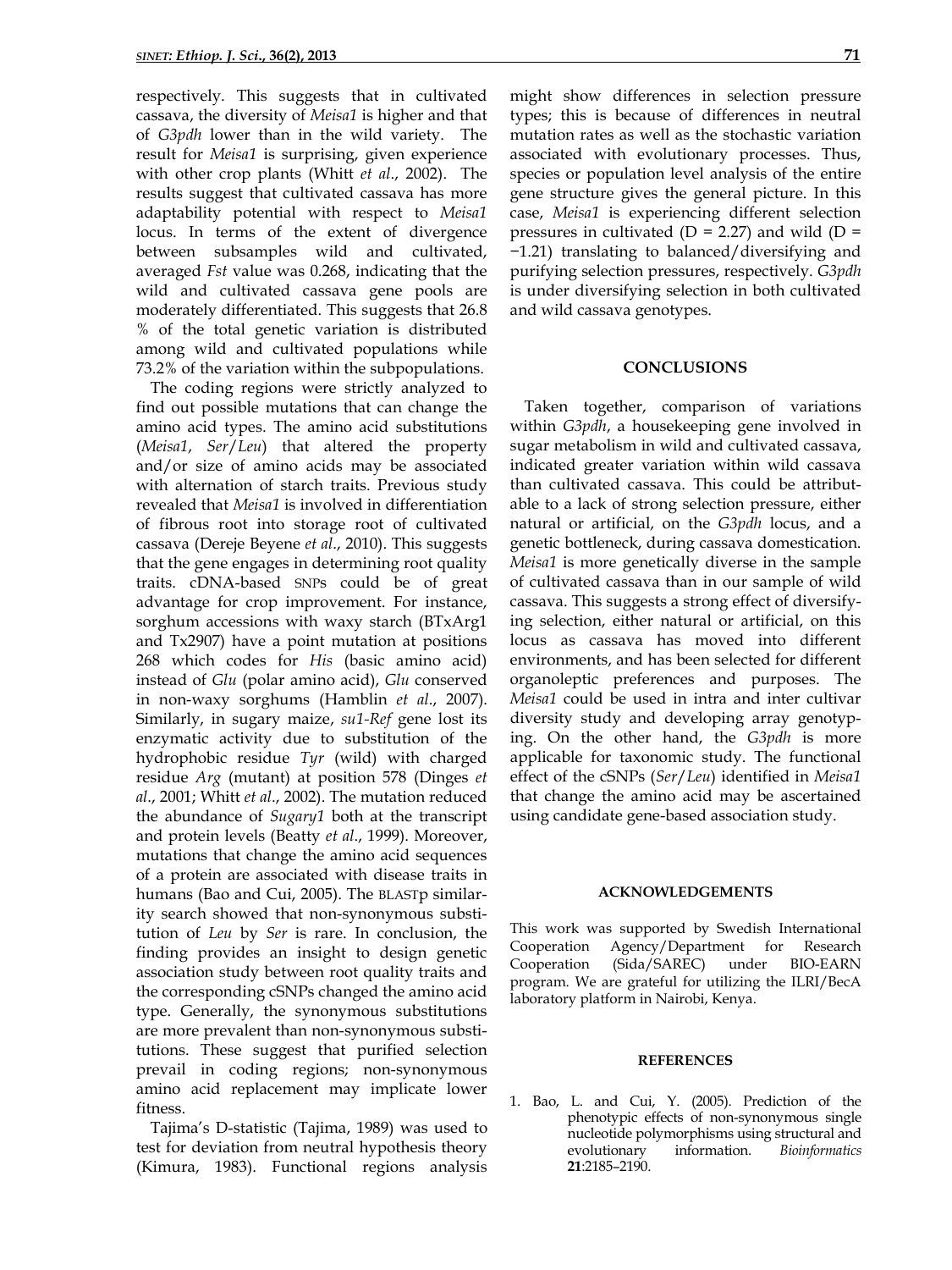respectively. This suggests that in cultivated cassava, the diversity of *Meisa1* is higher and that of *G3pdh* lower than in the wild variety. The result for *Meisa1* is surprising, given experience with other crop plants (Whitt *et al*., 2002). The results suggest that cultivated cassava has more adaptability potential with respect to *Meisa1* locus. In terms of the extent of divergence between subsamples wild and cultivated, averaged *Fst* value was 0.268, indicating that the wild and cultivated cassava gene pools are moderately differentiated. This suggests that 26.8 % of the total genetic variation is distributed among wild and cultivated populations while 73.2% of the variation within the subpopulations.

The coding regions were strictly analyzed to find out possible mutations that can change the amino acid types. The amino acid substitutions (*Meisa1*, *Ser*/*Leu*) that altered the property and/or size of amino acids may be associated with alternation of starch traits. Previous study revealed that *Meisa1* is involved in differentiation of fibrous root into storage root of cultivated cassava (Dereje Beyene *et al*., 2010). This suggests that the gene engages in determining root quality traits. cDNA-based SNPs could be of great advantage for crop improvement. For instance, sorghum accessions with waxy starch (BTxArg1 and Tx2907) have a point mutation at positions 268 which codes for *His* (basic amino acid) instead of *Glu* (polar amino acid), *Glu* conserved in non-waxy sorghums (Hamblin *et al*., 2007). Similarly, in sugary maize, *su1-Ref* gene lost its enzymatic activity due to substitution of the hydrophobic residue *Tyr* (wild) with charged residue *Arg* (mutant) at position 578 (Dinges *et al*., 2001; Whitt *et al*., 2002). The mutation reduced the abundance of *Sugary1* both at the transcript and protein levels (Beatty *et al*., 1999). Moreover, mutations that change the amino acid sequences of a protein are associated with disease traits in humans (Bao and Cui, 2005). The BLASTp similarity search showed that non-synonymous substitution of *Leu* by *Ser* is rare. In conclusion, the finding provides an insight to design genetic association study between root quality traits and the corresponding cSNPs changed the amino acid type. Generally, the synonymous substitutions are more prevalent than non-synonymous substitutions. These suggest that purified selection prevail in coding regions; non-synonymous amino acid replacement may implicate lower fitness.

Tajima's D-statistic (Tajima, 1989) was used to test for deviation from neutral hypothesis theory (Kimura, 1983). Functional regions analysis might show differences in selection pressure types; this is because of differences in neutral mutation rates as well as the stochastic variation associated with evolutionary processes. Thus, species or population level analysis of the entire gene structure gives the general picture. In this case, *Meisa1* is experiencing different selection pressures in cultivated ($D = 2.27$) and wild ($D = -1.21$) translating to balanced/diversifying and purifying selection pressures, respectively. *G3pdh* is under diversifying selection in both cultivated and wild cassava genotypes.

## CONCLUSIONS

Taken together, comparison of variations within *G3pdh*, a housekeeping gene involved in sugar metabolism in wild and cultivated cassava, indicated greater variation within wild cassava than cultivated cassava. This could be attributable to a lack of strong selection pressure, either natural or artificial, on the *G3pdh* locus, and a genetic bottleneck, during cassava domestication. *Meisa1* is more genetically diverse in the sample of cultivated cassava than in our sample of wild cassava. This suggests a strong effect of diversifying selection, either natural or artificial, on this locus as cassava has moved into different environments, and has been selected for different organoleptic preferences and purposes. The *Meisa1* could be used in intra and inter cultivar diversity study and developing array genotyping. On the other hand, the *G3pdh* is more applicable for taxonomic study. The functional effect of the cSNPs (*Ser*/*Leu*) identified in *Meisa1* that change the amino acid may be ascertained using candidate gene-based association study.

## ACKNOWLEDGEMENTS

This work was supported by Swedish International Cooperation Agency/Department for Research Cooperation (Sida/SAREC) under BIO-EARN program. We are grateful for utilizing the ILRI/BecA laboratory platform in Nairobi, Kenya.

## REFERENCES

1. Bao, L. and Cui, Y. (2005). Prediction of the phenotypic effects of non-synonymous single nucleotide polymorphisms using structural and evolutionary information. *Bioinformatics* **21**:2185–2190.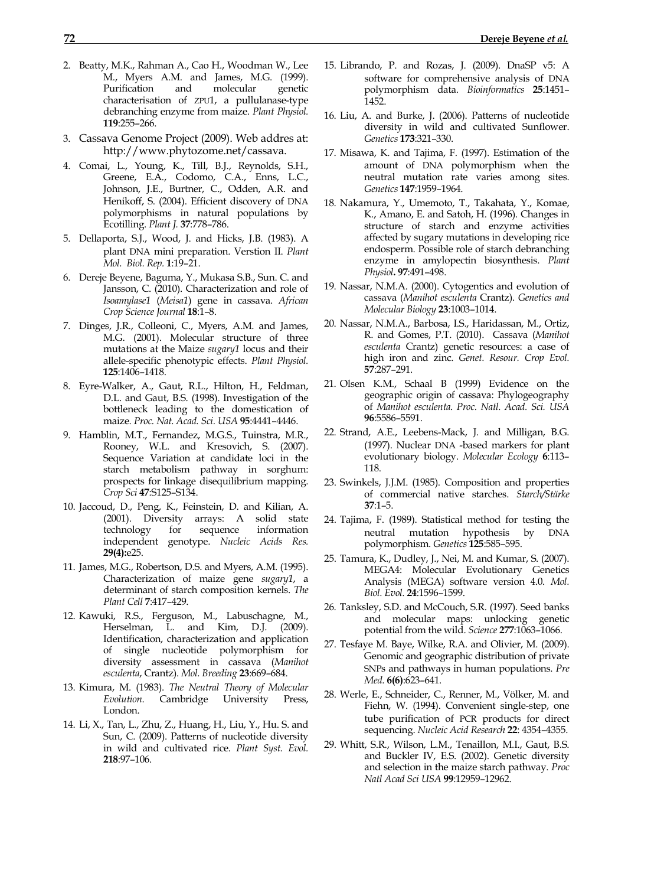2. Beatty, M.K., Rahman A., Cao H., Woodman W., Lee M., Myers A.M. and James, M.G. (1999). Purification and molecular genetic characterisation of ZPU1, a pullulanase-type debranching enzyme from maize. *Plant Physiol.* **119**:255–266.
3. Cassava Genome Project (2009). Web addres at: http://www.phytozome.net/cassava.
4. Comai, L., Young, K., Till, B.J., Reynolds, S.H., Greene, E.A., Codomo, C.A., Enns, L.C., Johnson, J.E., Burtner, C., Odden, A.R. and Henikoff, S. (2004). Efficient discovery of DNA polymorphisms in natural populations by Ecotilling. *Plant J.* **37**:778–786.
5. Dellaporta, S.J., Wood, J. and Hicks, J.B. (1983). A plant DNA mini preparation. Verstion II. *Plant Mol. Biol. Rep.* **1**:19–21.
6. Dereje Beyene, Baguma, Y., Mukasa S.B., Sun. C. and Jansson, C. (2010). Characterization and role of *Isoamylase1* (*Meisa1*) gene in cassava. *African Crop Science Journal* **18**:1–8.
7. Dinges, J.R., Colleoni, C., Myers, A.M. and James, M.G. (2001). Molecular structure of three mutations at the Maize *sugary1* locus and their allele-specific phenotypic effects. *Plant Physiol.* **125**:1406–1418.
8. Eyre-Walker, A., Gaut, R.L., Hilton, H., Feldman, D.L. and Gaut, B.S. (1998). Investigation of the bottleneck leading to the domestication of maize. *Proc. Nat. Acad. Sci. USA* **95**:4441–4446.
9. Hamblin, M.T., Fernandez, M.G.S., Tuinstra, M.R., Rooney, W.L. and Kresovich, S. (2007). Sequence Variation at candidate loci in the starch metabolism pathway in sorghum: prospects for linkage disequilibrium mapping. *Crop Sci* **47**:S125–S134.
10. Jaccoud, D., Peng, K., Feinstein, D. and Kilian, A. (2001). Diversity arrays: A solid state technology for sequence information independent genotype. *Nucleic Acids Res.* **29(4):**e25.
11. James, M.G., Robertson, D.S. and Myers, A.M. (1995). Characterization of maize gene *sugary1*, a determinant of starch composition kernels. *The Plant Cell* **7**:417–429.
12. Kawuki, R.S., Ferguson, M., Labuschagne, M., Herselman, L. and Kim, D.J. (2009). Identification, characterization and application of single nucleotide polymorphism for diversity assessment in cassava (*Manihot esculenta*, Crantz). *Mol. Breeding* **23**:669–684.
13. Kimura, M. (1983). *The Neutral Theory of Molecular Evolution*. Cambridge University Press, London.
14. Li, X., Tan, L., Zhu, Z., Huang, H., Liu, Y., Hu. S. and Sun, C. (2009). Patterns of nucleotide diversity in wild and cultivated rice. *Plant Syst. Evol.* **218**:97–106.
15. Librando, P. and Rozas, J. (2009). DnaSP v5: A software for comprehensive analysis of DNA polymorphism data. *Bioinformatics* **25**:1451–1452.
16. Liu, A. and Burke, J. (2006). Patterns of nucleotide diversity in wild and cultivated Sunflower. *Genetics* **173**:321–330.
17. Misawa, K. and Tajima, F. (1997). Estimation of the amount of DNA polymorphism when the neutral mutation rate varies among sites. *Genetics* **147**:1959–1964.
18. Nakamura, Y., Umemoto, T., Takahata, Y., Komae, K., Amano, E. and Satoh, H. (1996). Changes in structure of starch and enzyme activities affected by sugary mutations in developing rice endosperm. Possible role of starch debranching enzyme in amylopectin biosynthesis. *Plant Physiol***.** **97**:491–498.
19. Nassar, N.M.A. (2000). Cytogentics and evolution of cassava (*Manihot esculenta* Crantz). *Genetics and Molecular Biology* **23**:1003–1014.
20. Nassar, N.M.A., Barbosa, I.S., Haridassan, M., Ortiz, R. and Gomes, P.T. (2010). Cassava (*Manihot esculenta* Crantz) genetic resources: a case of high iron and zinc. *Genet. Resour. Crop Evol.* **57**:287–291.
21. Olsen K.M., Schaal B (1999) Evidence on the geographic origin of cassava: Phylogeography of *Manihot esculenta*. *Proc. Natl. Acad. Sci. USA* **96**:5586–5591.
22. Strand, A.E., Leebens-Mack, J. and Milligan, B.G. (1997). Nuclear DNA -based markers for plant evolutionary biology. *Molecular Ecology* **6**:113–118.
23. Swinkels, J.J.M. (1985). Composition and properties of commercial native starches. *Starch/Stärke* **37**:1–5.
24. Tajima, F. (1989). Statistical method for testing the neutral mutation hypothesis by DNA polymorphism. *Genetics* **125**:585–595.
25. Tamura, K., Dudley, J., Nei, M. and Kumar, S. (2007). MEGA4: Molecular Evolutionary Genetics Analysis (MEGA) software version 4.0. *Mol. Biol. Evol.* **24**:1596–1599.
26. Tanksley, S.D. and McCouch, S.R. (1997). Seed banks and molecular maps: unlocking genetic potential from the wild. *Science* **277**:1063–1066.
27. Tesfaye M. Baye, Wilke, R.A. and Olivier, M. (2009). Genomic and geographic distribution of private SNPs and pathways in human populations. *Pre Med.* **6(6)**:623–641.
28. Werle, E., Schneider, C., Renner, M., Völker, M. and Fiehn, W. (1994). Convenient single-step, one tube purification of PCR products for direct sequencing. *Nucleic Acid Research* **22**: 4354–4355.
29. Whitt, S.R., Wilson, L.M., Tenaillon, M.I., Gaut, B.S. and Buckler IV, E.S. (2002). Genetic diversity and selection in the maize starch pathway. *Proc Natl Acad Sci USA* **99**:12959–12962.